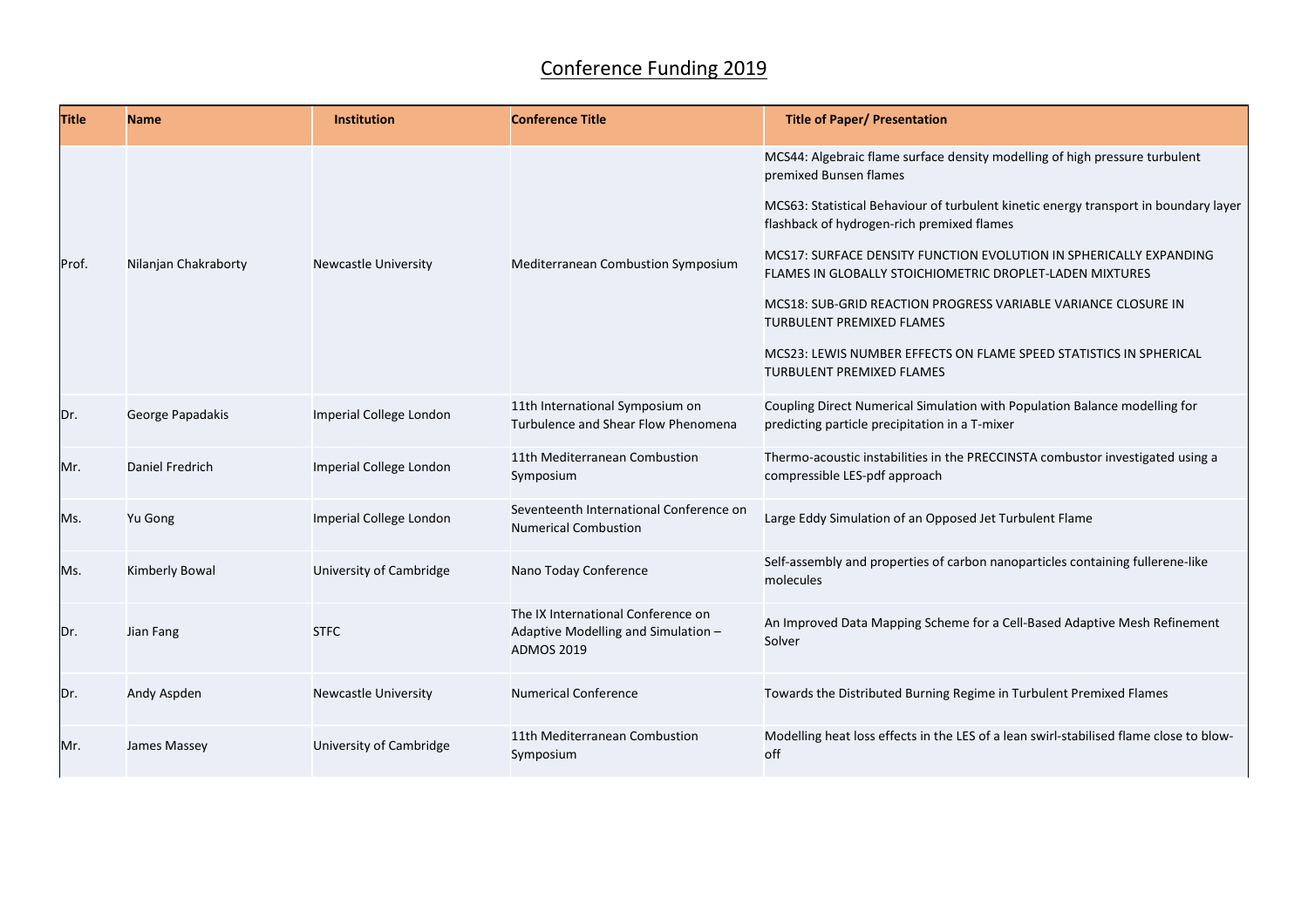# Conference Funding 2019

| Title | Name | Institution | Conference Title | Title of Paper/ Presentation |
|---|---|---|---|---|
| Prof. | Nilanjan Chakraborty | Newcastle University | Mediterranean Combustion Symposium | MCS44: Algebraic flame surface density modelling of high pressure turbulent premixed Bunsen flames<br><br>MCS63: Statistical Behaviour of turbulent kinetic energy transport in boundary layer flashback of hydrogen-rich premixed flames<br><br>MCS17: SURFACE DENSITY FUNCTION EVOLUTION IN SPHERICALLY EXPANDING FLAMES IN GLOBALLY STOICHIOMETRIC DROPLET-LADEN MIXTURES<br><br>MCS18: SUB-GRID REACTION PROGRESS VARIABLE VARIANCE CLOSURE IN TURBULENT PREMIXED FLAMES<br><br>MCS23: LEWIS NUMBER EFFECTS ON FLAME SPEED STATISTICS IN SPHERICAL TURBULENT PREMIXED FLAMES |
| Dr. | George Papadakis | Imperial College London | 11th International Symposium on Turbulence and Shear Flow Phenomena | Coupling Direct Numerical Simulation with Population Balance modelling for predicting particle precipitation in a T-mixer |
| Mr. | Daniel Fredrich | Imperial College London | 11th Mediterranean Combustion Symposium | Thermo-acoustic instabilities in the PRECCINSTA combustor investigated using a compressible LES-pdf approach |
| Ms. | Yu Gong | Imperial College London | Seventeenth International Conference on Numerical Combustion | Large Eddy Simulation of an Opposed Jet Turbulent Flame |
| Ms. | Kimberly Bowal | University of Cambridge | Nano Today Conference | Self-assembly and properties of carbon nanoparticles containing fullerene-like molecules |
| Dr. | Jian Fang | STFC | The IX International Conference on Adaptive Modelling and Simulation – ADMOS 2019 | An Improved Data Mapping Scheme for a Cell-Based Adaptive Mesh Refinement Solver |
| Dr. | Andy Aspden | Newcastle University | Numerical Conference | Towards the Distributed Burning Regime in Turbulent Premixed Flames |
| Mr. | James Massey | University of Cambridge | 11th Mediterranean Combustion Symposium | Modelling heat loss effects in the LES of a lean swirl-stabilised flame close to blow-off |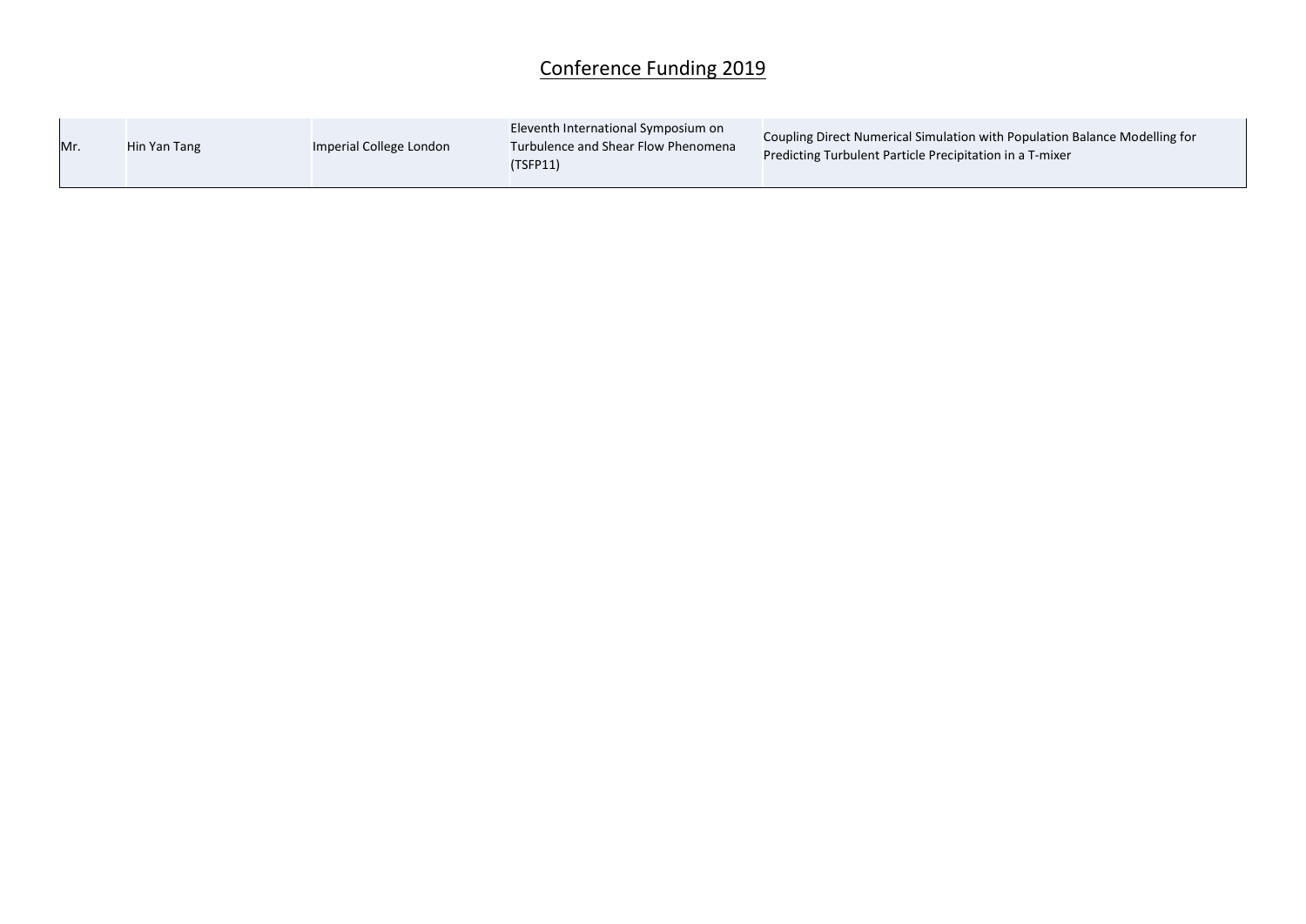## Conference Funding 2019

| | | | | |
|---|---|---|---|---|
| Mr. | Hin Yan Tang | Imperial College London | Eleventh International Symposium on Turbulence and Shear Flow Phenomena (TSFP11) | Coupling Direct Numerical Simulation with Population Balance Modelling for Predicting Turbulent Particle Precipitation in a T-mixer |